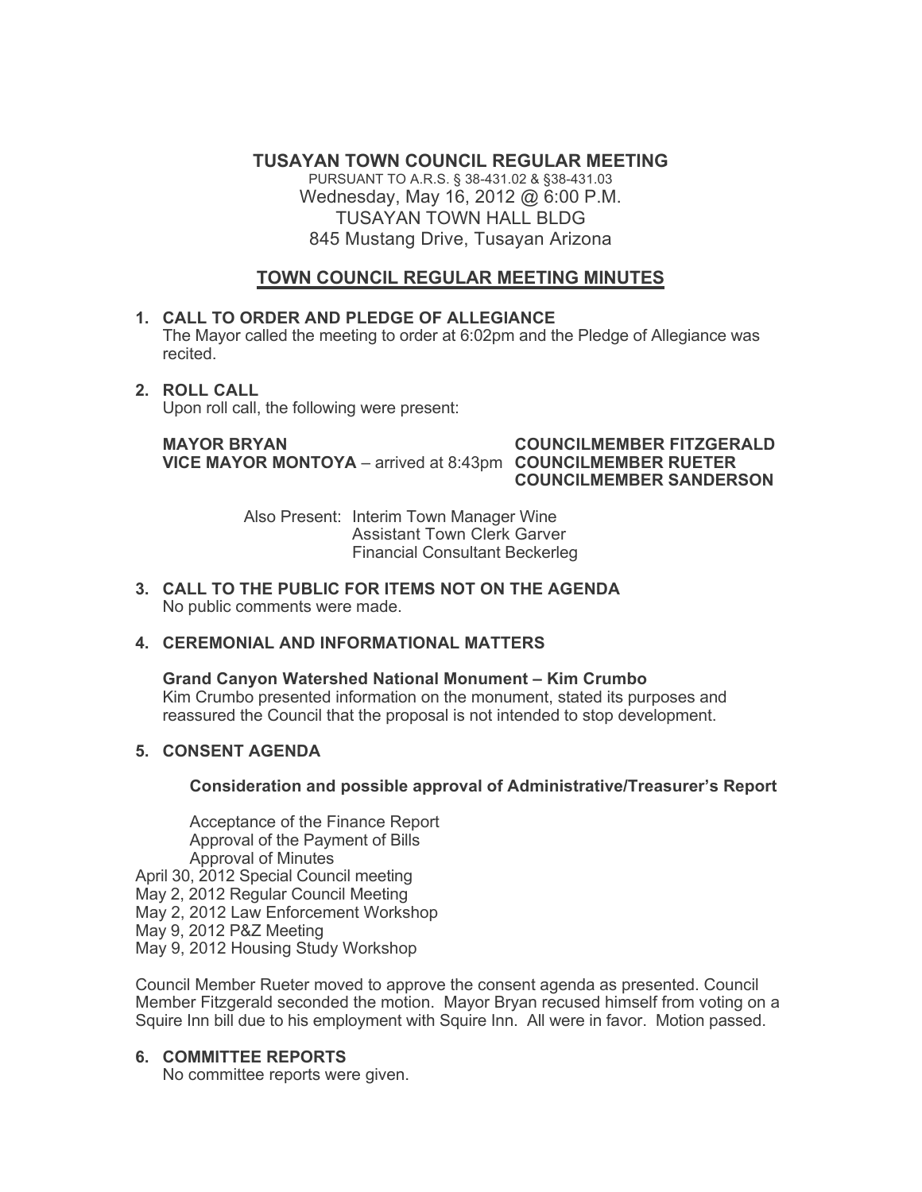# TUSAYAN TOWN COUNCIL REGULAR MEETING

PURSUANT TO A.R.S. § 38-431.02 & §38-431.03
Wednesday, May 16, 2012 @ 6:00 P.M.
TUSAYAN TOWN HALL BLDG
845 Mustang Drive, Tusayan Arizona

## TOWN COUNCIL REGULAR MEETING MINUTES

**1. CALL TO ORDER AND PLEDGE OF ALLEGIANCE**
The Mayor called the meeting to order at 6:02pm and the Pledge of Allegiance was recited.

**2. ROLL CALL**
Upon roll call, the following were present:

**MAYOR BRYAN**
**VICE MAYOR MONTOYA** – arrived at 8:43pm
**COUNCILMEMBER FITZGERALD**
**COUNCILMEMBER RUETER**
**COUNCILMEMBER SANDERSON**

Also Present: Interim Town Manager Wine
Assistant Town Clerk Garver
Financial Consultant Beckerleg

**3. CALL TO THE PUBLIC FOR ITEMS NOT ON THE AGENDA**
No public comments were made.

**4. CEREMONIAL AND INFORMATIONAL MATTERS**

**Grand Canyon Watershed National Monument – Kim Crumbo**
Kim Crumbo presented information on the monument, stated its purposes and reassured the Council that the proposal is not intended to stop development.

**5. CONSENT AGENDA**

**Consideration and possible approval of Administrative/Treasurer's Report**

Acceptance of the Finance Report
Approval of the Payment of Bills
Approval of Minutes
April 30, 2012 Special Council meeting
May 2, 2012 Regular Council Meeting
May 2, 2012 Law Enforcement Workshop
May 9, 2012 P&Z Meeting
May 9, 2012 Housing Study Workshop

Council Member Rueter moved to approve the consent agenda as presented. Council Member Fitzgerald seconded the motion. Mayor Bryan recused himself from voting on a Squire Inn bill due to his employment with Squire Inn. All were in favor. Motion passed.

**6. COMMITTEE REPORTS**
No committee reports were given.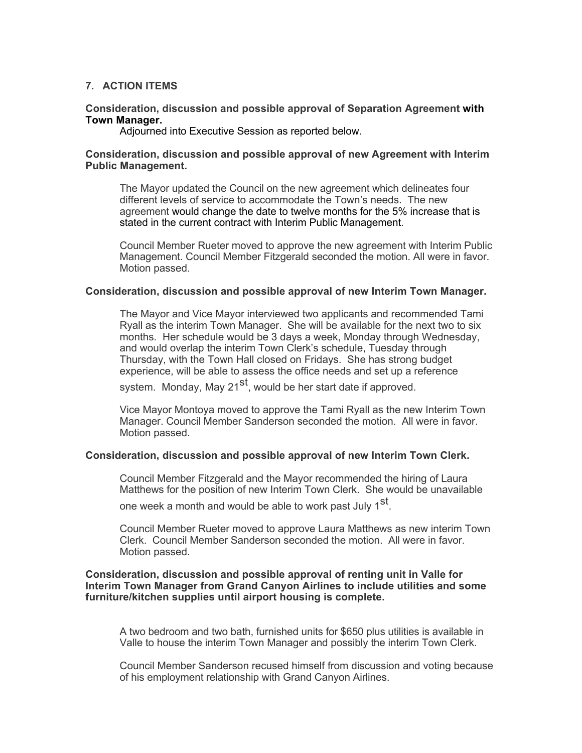## 7. ACTION ITEMS

**Consideration, discussion and possible approval of Separation Agreement with Town Manager.**

Adjourned into Executive Session as reported below.

**Consideration, discussion and possible approval of new Agreement with Interim Public Management.**

The Mayor updated the Council on the new agreement which delineates four different levels of service to accommodate the Town's needs. The new agreement would change the date to twelve months for the 5% increase that is stated in the current contract with Interim Public Management.

Council Member Rueter moved to approve the new agreement with Interim Public Management. Council Member Fitzgerald seconded the motion. All were in favor. Motion passed.

**Consideration, discussion and possible approval of new Interim Town Manager.**

The Mayor and Vice Mayor interviewed two applicants and recommended Tami Ryall as the interim Town Manager. She will be available for the next two to six months. Her schedule would be 3 days a week, Monday through Wednesday, and would overlap the interim Town Clerk's schedule, Tuesday through Thursday, with the Town Hall closed on Fridays. She has strong budget experience, will be able to assess the office needs and set up a reference system. Monday, May 21st, would be her start date if approved.

Vice Mayor Montoya moved to approve the Tami Ryall as the new Interim Town Manager. Council Member Sanderson seconded the motion. All were in favor. Motion passed.

**Consideration, discussion and possible approval of new Interim Town Clerk.**

Council Member Fitzgerald and the Mayor recommended the hiring of Laura Matthews for the position of new Interim Town Clerk. She would be unavailable one week a month and would be able to work past July 1st.

Council Member Rueter moved to approve Laura Matthews as new interim Town Clerk. Council Member Sanderson seconded the motion. All were in favor. Motion passed.

**Consideration, discussion and possible approval of renting unit in Valle for Interim Town Manager from Grand Canyon Airlines to include utilities and some furniture/kitchen supplies until airport housing is complete.**

A two bedroom and two bath, furnished units for $650 plus utilities is available in Valle to house the interim Town Manager and possibly the interim Town Clerk.

Council Member Sanderson recused himself from discussion and voting because of his employment relationship with Grand Canyon Airlines.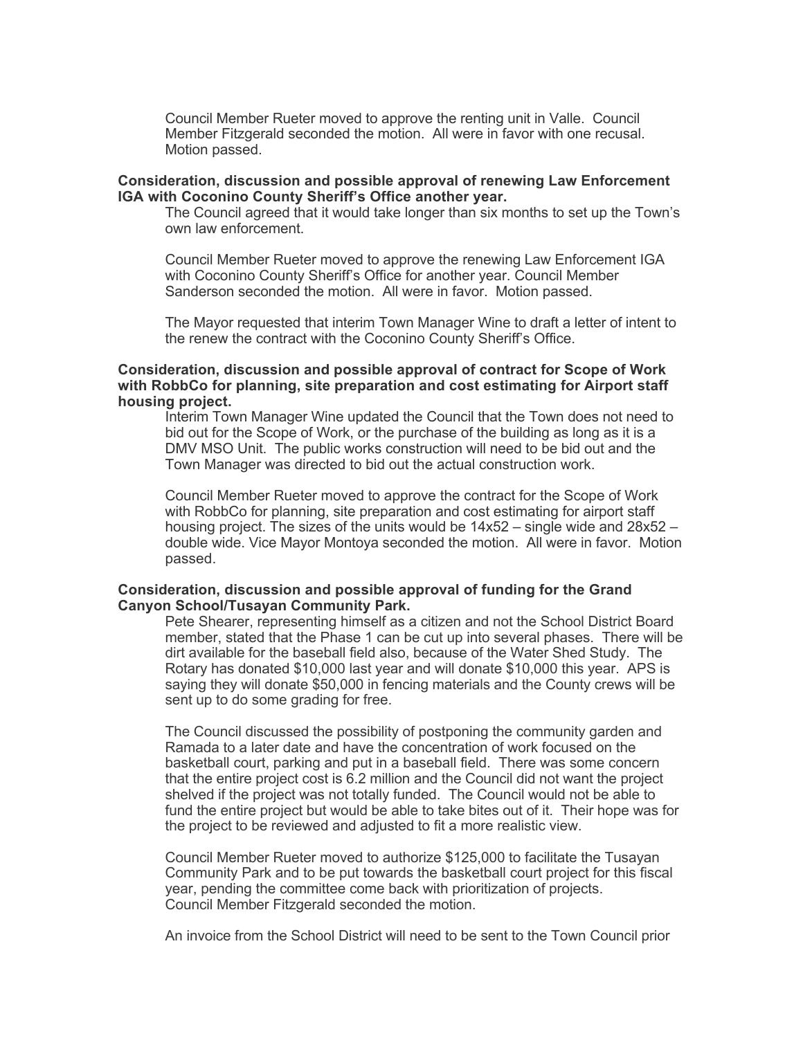Council Member Rueter moved to approve the renting unit in Valle. Council Member Fitzgerald seconded the motion. All were in favor with one recusal. Motion passed.

**Consideration, discussion and possible approval of renewing Law Enforcement IGA with Coconino County Sheriff's Office another year.**

The Council agreed that it would take longer than six months to set up the Town's own law enforcement.

Council Member Rueter moved to approve the renewing Law Enforcement IGA with Coconino County Sheriff's Office for another year. Council Member Sanderson seconded the motion. All were in favor. Motion passed.

The Mayor requested that interim Town Manager Wine to draft a letter of intent to the renew the contract with the Coconino County Sheriff's Office.

**Consideration, discussion and possible approval of contract for Scope of Work with RobbCo for planning, site preparation and cost estimating for Airport staff housing project.**

Interim Town Manager Wine updated the Council that the Town does not need to bid out for the Scope of Work, or the purchase of the building as long as it is a DMV MSO Unit. The public works construction will need to be bid out and the Town Manager was directed to bid out the actual construction work.

Council Member Rueter moved to approve the contract for the Scope of Work with RobbCo for planning, site preparation and cost estimating for airport staff housing project. The sizes of the units would be 14x52 – single wide and 28x52 – double wide. Vice Mayor Montoya seconded the motion. All were in favor. Motion passed.

**Consideration, discussion and possible approval of funding for the Grand Canyon School/Tusayan Community Park.**

Pete Shearer, representing himself as a citizen and not the School District Board member, stated that the Phase 1 can be cut up into several phases. There will be dirt available for the baseball field also, because of the Water Shed Study. The Rotary has donated $10,000 last year and will donate $10,000 this year. APS is saying they will donate $50,000 in fencing materials and the County crews will be sent up to do some grading for free.

The Council discussed the possibility of postponing the community garden and Ramada to a later date and have the concentration of work focused on the basketball court, parking and put in a baseball field. There was some concern that the entire project cost is 6.2 million and the Council did not want the project shelved if the project was not totally funded. The Council would not be able to fund the entire project but would be able to take bites out of it. Their hope was for the project to be reviewed and adjusted to fit a more realistic view.

Council Member Rueter moved to authorize $125,000 to facilitate the Tusayan Community Park and to be put towards the basketball court project for this fiscal year, pending the committee come back with prioritization of projects. Council Member Fitzgerald seconded the motion.

An invoice from the School District will need to be sent to the Town Council prior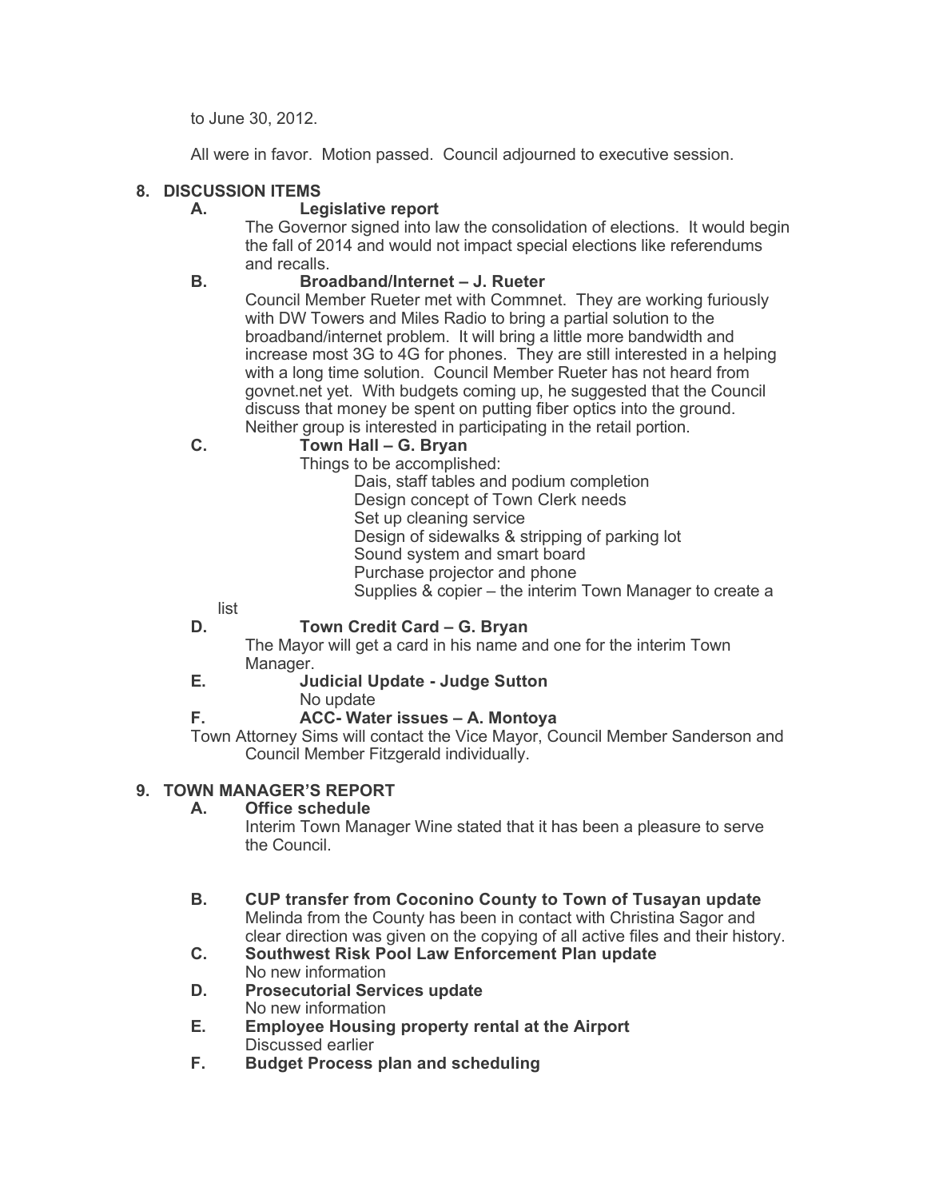to June 30, 2012.

All were in favor. Motion passed. Council adjourned to executive session.

## 8. DISCUSSION ITEMS

### A. Legislative report

The Governor signed into law the consolidation of elections. It would begin the fall of 2014 and would not impact special elections like referendums and recalls.

### B. Broadband/Internet – J. Rueter

Council Member Rueter met with Commnet. They are working furiously with DW Towers and Miles Radio to bring a partial solution to the broadband/internet problem. It will bring a little more bandwidth and increase most 3G to 4G for phones. They are still interested in a helping with a long time solution. Council Member Rueter has not heard from govnet.net yet. With budgets coming up, he suggested that the Council discuss that money be spent on putting fiber optics into the ground. Neither group is interested in participating in the retail portion.

### C. Town Hall – G. Bryan

Things to be accomplished:

- Dais, staff tables and podium completion
- Design concept of Town Clerk needs
- Set up cleaning service
- Design of sidewalks & stripping of parking lot
- Sound system and smart board
- Purchase projector and phone
- Supplies & copier – the interim Town Manager to create a list

### D. Town Credit Card – G. Bryan

The Mayor will get a card in his name and one for the interim Town Manager.

### E. Judicial Update - Judge Sutton

No update

### F. ACC- Water issues – A. Montoya

Town Attorney Sims will contact the Vice Mayor, Council Member Sanderson and Council Member Fitzgerald individually.

## 9. TOWN MANAGER'S REPORT

### A. Office schedule

Interim Town Manager Wine stated that it has been a pleasure to serve the Council.

### B. CUP transfer from Coconino County to Town of Tusayan update

Melinda from the County has been in contact with Christina Sagor and clear direction was given on the copying of all active files and their history.

### C. Southwest Risk Pool Law Enforcement Plan update

No new information

### D. Prosecutorial Services update

No new information

### E. Employee Housing property rental at the Airport

Discussed earlier

### F. Budget Process plan and scheduling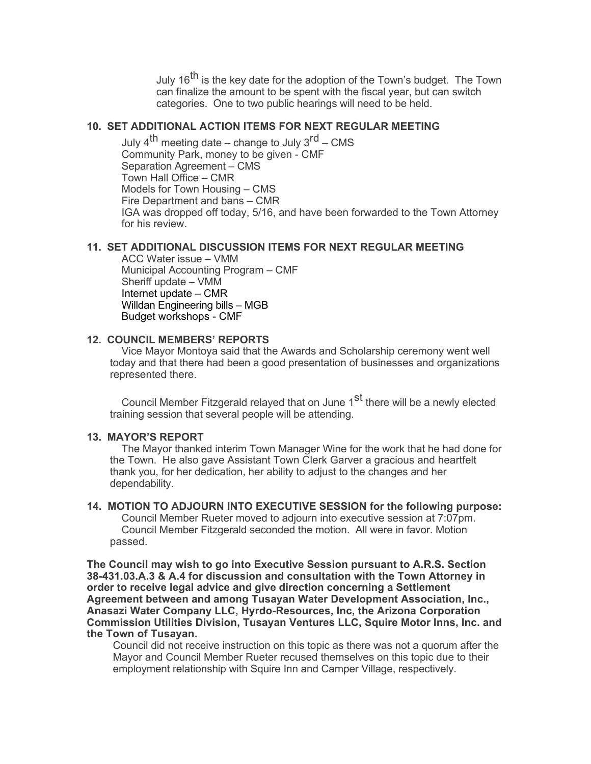July 16th is the key date for the adoption of the Town's budget. The Town can finalize the amount to be spent with the fiscal year, but can switch categories. One to two public hearings will need to be held.

**10. SET ADDITIONAL ACTION ITEMS FOR NEXT REGULAR MEETING**

July 4th meeting date – change to July 3rd – CMS
Community Park, money to be given - CMF
Separation Agreement – CMS
Town Hall Office – CMR
Models for Town Housing – CMS
Fire Department and bans – CMR
IGA was dropped off today, 5/16, and have been forwarded to the Town Attorney for his review.

**11. SET ADDITIONAL DISCUSSION ITEMS FOR NEXT REGULAR MEETING**

ACC Water issue – VMM
Municipal Accounting Program – CMF
Sheriff update – VMM
Internet update – CMR
Willdan Engineering bills – MGB
Budget workshops - CMF

**12. COUNCIL MEMBERS' REPORTS**

Vice Mayor Montoya said that the Awards and Scholarship ceremony went well today and that there had been a good presentation of businesses and organizations represented there.

Council Member Fitzgerald relayed that on June 1st there will be a newly elected training session that several people will be attending.

**13. MAYOR'S REPORT**

The Mayor thanked interim Town Manager Wine for the work that he had done for the Town. He also gave Assistant Town Clerk Garver a gracious and heartfelt thank you, for her dedication, her ability to adjust to the changes and her dependability.

**14. MOTION TO ADJOURN INTO EXECUTIVE SESSION for the following purpose:**

Council Member Rueter moved to adjourn into executive session at 7:07pm. Council Member Fitzgerald seconded the motion. All were in favor. Motion passed.

**The Council may wish to go into Executive Session pursuant to A.R.S. Section 38-431.03.A.3 & A.4 for discussion and consultation with the Town Attorney in order to receive legal advice and give direction concerning a Settlement Agreement between and among Tusayan Water Development Association, Inc., Anasazi Water Company LLC, Hyrdo-Resources, Inc, the Arizona Corporation Commission Utilities Division, Tusayan Ventures LLC, Squire Motor Inns, Inc. and the Town of Tusayan.**

Council did not receive instruction on this topic as there was not a quorum after the Mayor and Council Member Rueter recused themselves on this topic due to their employment relationship with Squire Inn and Camper Village, respectively.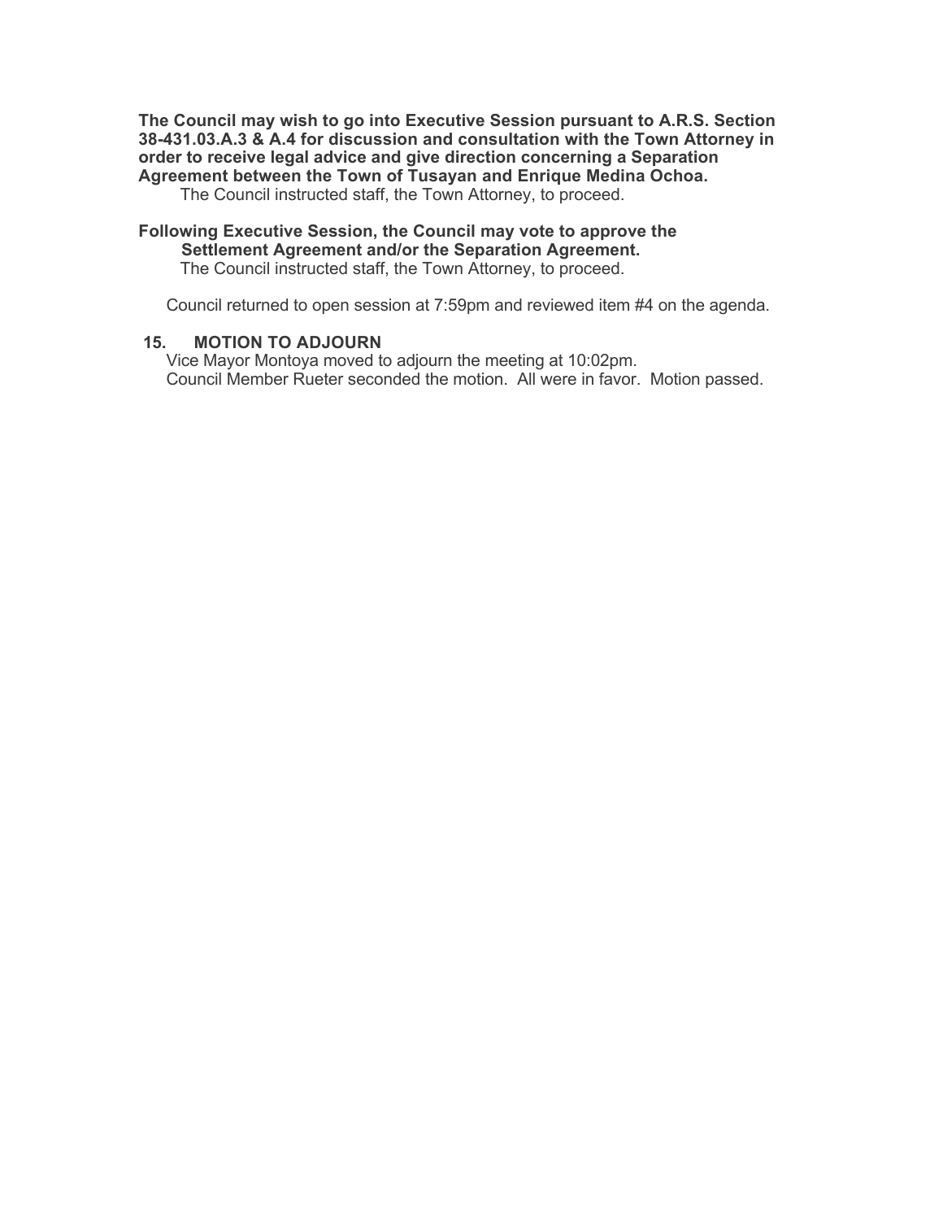**The Council may wish to go into Executive Session pursuant to A.R.S. Section 38-431.03.A.3 & A.4 for discussion and consultation with the Town Attorney in order to receive legal advice and give direction concerning a Separation Agreement between the Town of Tusayan and Enrique Medina Ochoa.**

The Council instructed staff, the Town Attorney, to proceed.

**Following Executive Session, the Council may vote to approve the Settlement Agreement and/or the Separation Agreement.**

The Council instructed staff, the Town Attorney, to proceed.

Council returned to open session at 7:59pm and reviewed item #4 on the agenda.

**15. MOTION TO ADJOURN**

Vice Mayor Montoya moved to adjourn the meeting at 10:02pm.
Council Member Rueter seconded the motion. All were in favor. Motion passed.